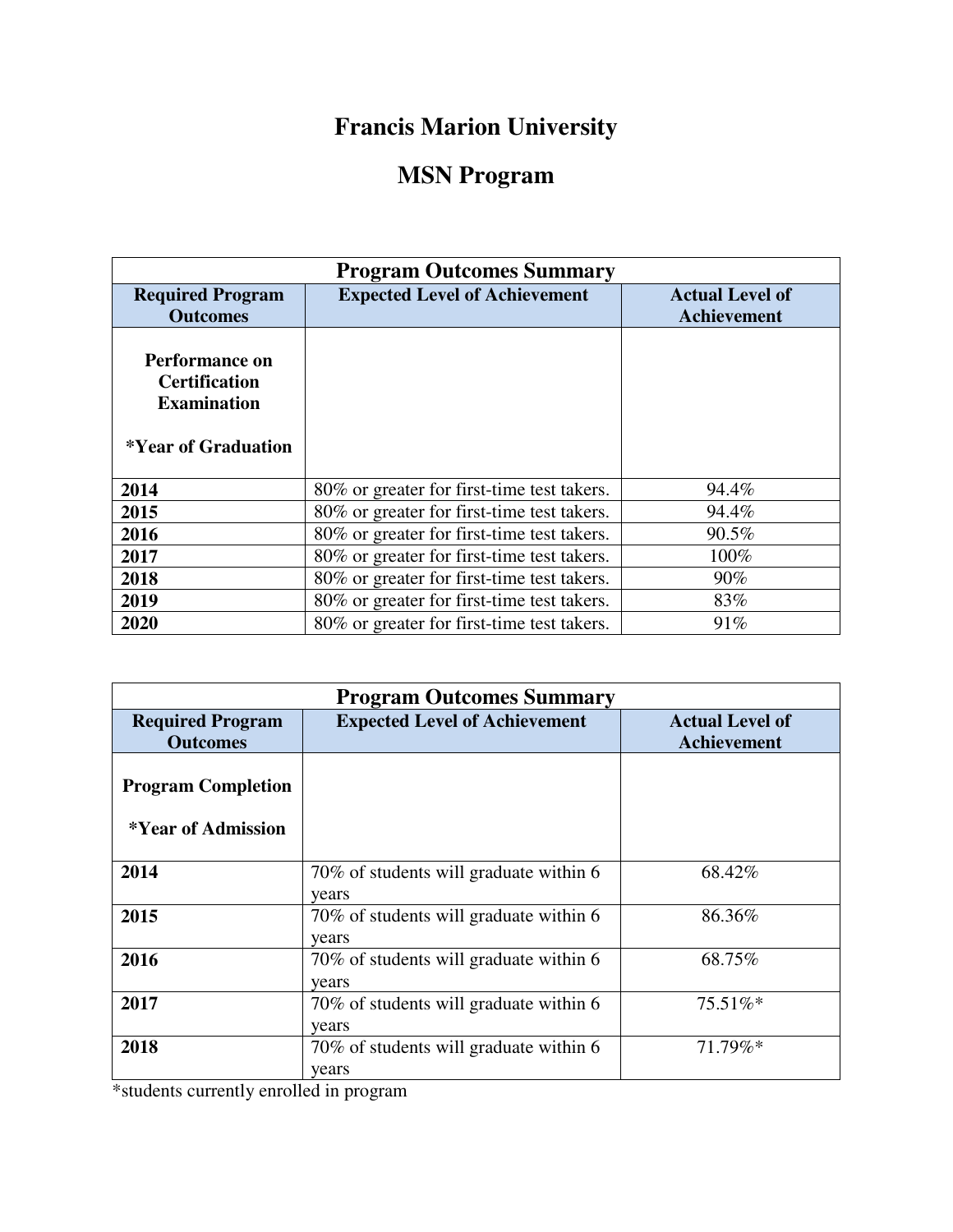# Francis Marion University

## MSN Program

| Program Outcomes Summary | | |
|---|---|---|
| **Required Program Outcomes** | **Expected Level of Achievement** | **Actual Level of Achievement** |
| **Performance on Certification Examination**<br><br>***Year of Graduation** | | |
| **2014** | 80% or greater for first-time test takers. | 94.4% |
| **2015** | 80% or greater for first-time test takers. | 94.4% |
| **2016** | 80% or greater for first-time test takers. | 90.5% |
| **2017** | 80% or greater for first-time test takers. | 100% |
| **2018** | 80% or greater for first-time test takers. | 90% |
| **2019** | 80% or greater for first-time test takers. | 83% |
| **2020** | 80% or greater for first-time test takers. | 91% |

| Program Outcomes Summary | | |
|---|---|---|
| **Required Program Outcomes** | **Expected Level of Achievement** | **Actual Level of Achievement** |
| **Program Completion**<br><br>***Year of Admission** | | |
| **2014** | 70% of students will graduate within 6 years | 68.42% |
| **2015** | 70% of students will graduate within 6 years | 86.36% |
| **2016** | 70% of students will graduate within 6 years | 68.75% |
| **2017** | 70% of students will graduate within 6 years | 75.51%* |
| **2018** | 70% of students will graduate within 6 years | 71.79%* |

*students currently enrolled in program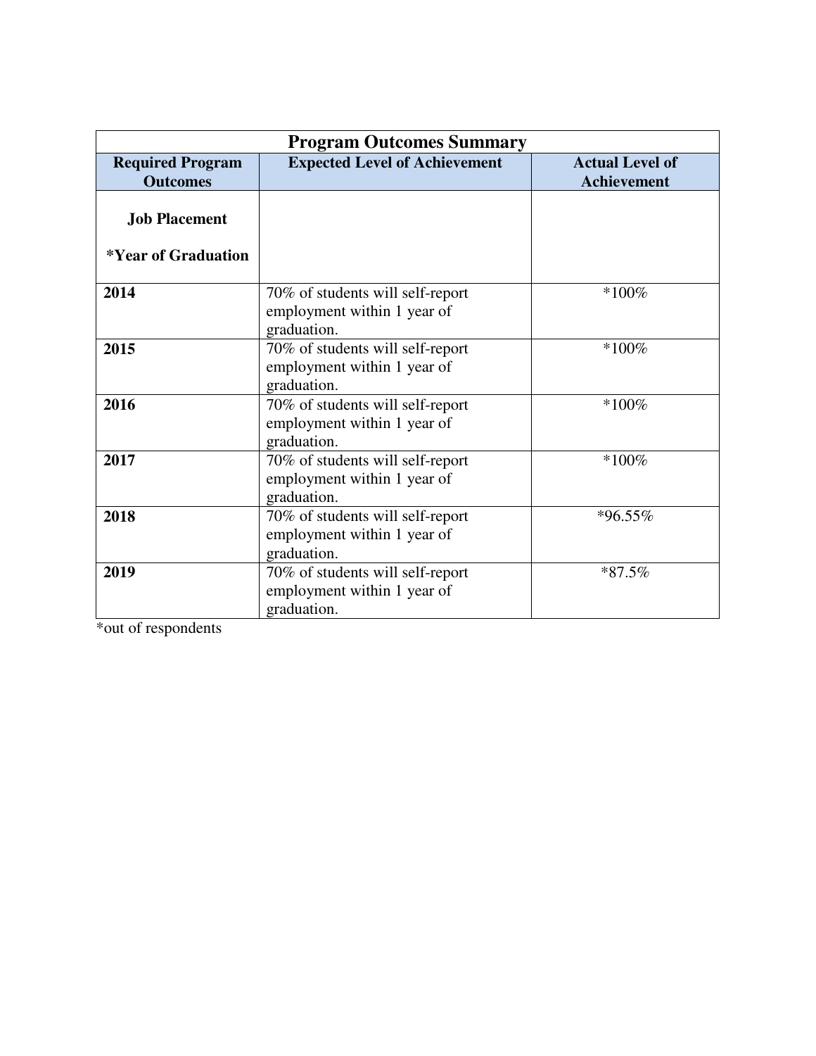| Program Outcomes Summary | | |
|---|---|---|
| **Required Program Outcomes** | **Expected Level of Achievement** | **Actual Level of Achievement** |
| **Job Placement**<br><br>***Year of Graduation** | | |
| **2014** | 70% of students will self-report employment within 1 year of graduation. | *100% |
| **2015** | 70% of students will self-report employment within 1 year of graduation. | *100% |
| **2016** | 70% of students will self-report employment within 1 year of graduation. | *100% |
| **2017** | 70% of students will self-report employment within 1 year of graduation. | *100% |
| **2018** | 70% of students will self-report employment within 1 year of graduation. | *96.55% |
| **2019** | 70% of students will self-report employment within 1 year of graduation. | *87.5% |

*out of respondents